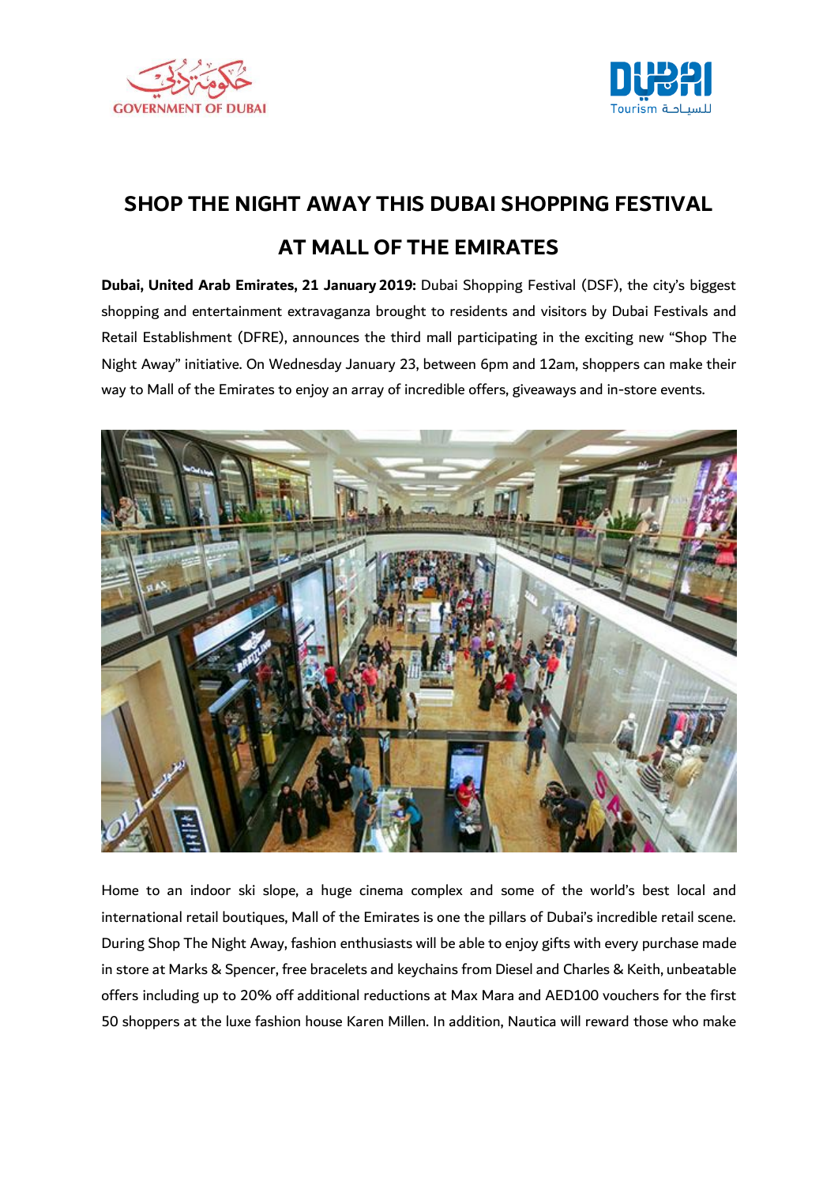# SHOP THE NIGHT AWAY THIS DUBAI SHOPPING FESTIVAL AT MALL OF THE EMIRATES

**Dubai, United Arab Emirates, 21 January 2019:** Dubai Shopping Festival (DSF), the city's biggest shopping and entertainment extravaganza brought to residents and visitors by Dubai Festivals and Retail Establishment (DFRE), announces the third mall participating in the exciting new "Shop The Night Away" initiative. On Wednesday January 23, between 6pm and 12am, shoppers can make their way to Mall of the Emirates to enjoy an array of incredible offers, giveaways and in-store events.

Home to an indoor ski slope, a huge cinema complex and some of the world's best local and international retail boutiques, Mall of the Emirates is one the pillars of Dubai's incredible retail scene. During Shop The Night Away, fashion enthusiasts will be able to enjoy gifts with every purchase made in store at Marks & Spencer, free bracelets and keychains from Diesel and Charles & Keith, unbeatable offers including up to 20% off additional reductions at Max Mara and AED100 vouchers for the first 50 shoppers at the luxe fashion house Karen Millen. In addition, Nautica will reward those who make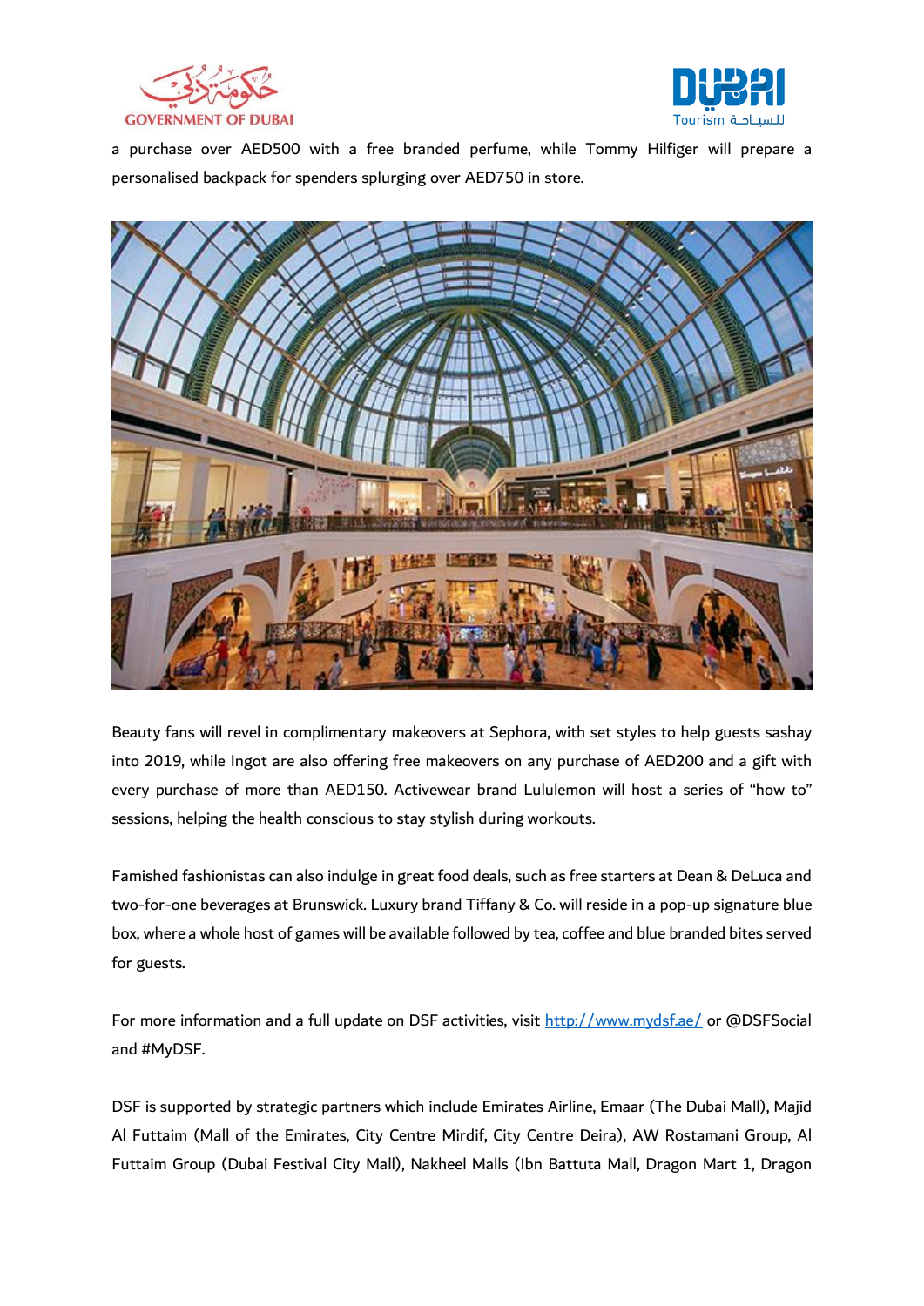a purchase over AED500 with a free branded perfume, while Tommy Hilfiger will prepare a personalised backpack for spenders splurging over AED750 in store.

Beauty fans will revel in complimentary makeovers at Sephora, with set styles to help guests sashay into 2019, while Ingot are also offering free makeovers on any purchase of AED200 and a gift with every purchase of more than AED150. Activewear brand Lululemon will host a series of "how to" sessions, helping the health conscious to stay stylish during workouts.

Famished fashionistas can also indulge in great food deals, such as free starters at Dean & DeLuca and two-for-one beverages at Brunswick. Luxury brand Tiffany & Co. will reside in a pop-up signature blue box, where a whole host of games will be available followed by tea, coffee and blue branded bites served for guests.

For more information and a full update on DSF activities, visit [http://www.mydsf.ae/](http://www.mydsf.ae/) or @DSFSocial and #MyDSF.

DSF is supported by strategic partners which include Emirates Airline, Emaar (The Dubai Mall), Majid Al Futtaim (Mall of the Emirates, City Centre Mirdif, City Centre Deira), AW Rostamani Group, Al Futtaim Group (Dubai Festival City Mall), Nakheel Malls (Ibn Battuta Mall, Dragon Mart 1, Dragon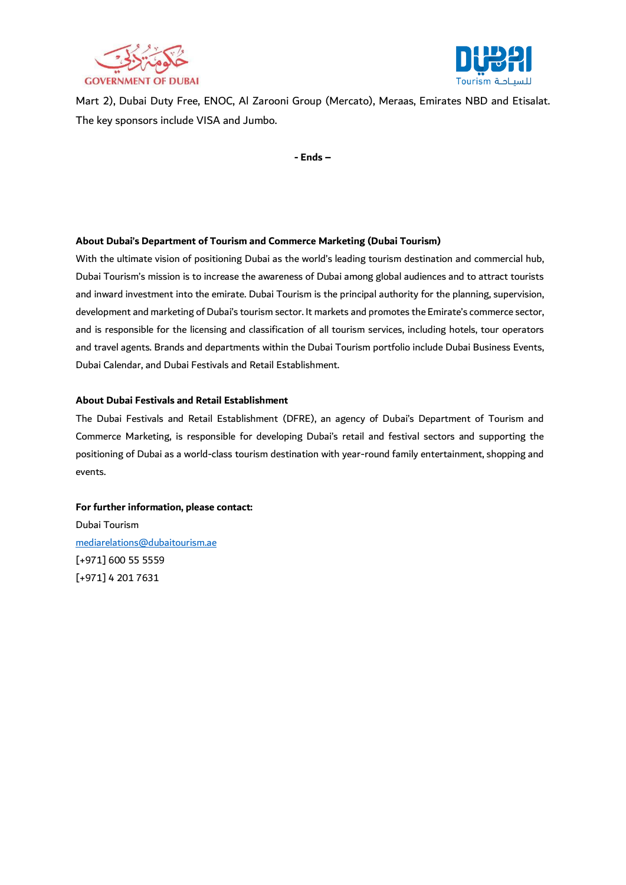Mart 2), Dubai Duty Free, ENOC, Al Zarooni Group (Mercato), Meraas, Emirates NBD and Etisalat. The key sponsors include VISA and Jumbo.

**- Ends –**

**About Dubai's Department of Tourism and Commerce Marketing (Dubai Tourism)**

With the ultimate vision of positioning Dubai as the world's leading tourism destination and commercial hub, Dubai Tourism's mission is to increase the awareness of Dubai among global audiences and to attract tourists and inward investment into the emirate. Dubai Tourism is the principal authority for the planning, supervision, development and marketing of Dubai's tourism sector. It markets and promotes the Emirate's commerce sector, and is responsible for the licensing and classification of all tourism services, including hotels, tour operators and travel agents. Brands and departments within the Dubai Tourism portfolio include Dubai Business Events, Dubai Calendar, and Dubai Festivals and Retail Establishment.

**About Dubai Festivals and Retail Establishment**

The Dubai Festivals and Retail Establishment (DFRE), an agency of Dubai's Department of Tourism and Commerce Marketing, is responsible for developing Dubai's retail and festival sectors and supporting the positioning of Dubai as a world-class tourism destination with year-round family entertainment, shopping and events.

**For further information, please contact:**

Dubai Tourism
mediarelations@dubaitourism.ae
[+971] 600 55 5559
[+971] 4 201 7631